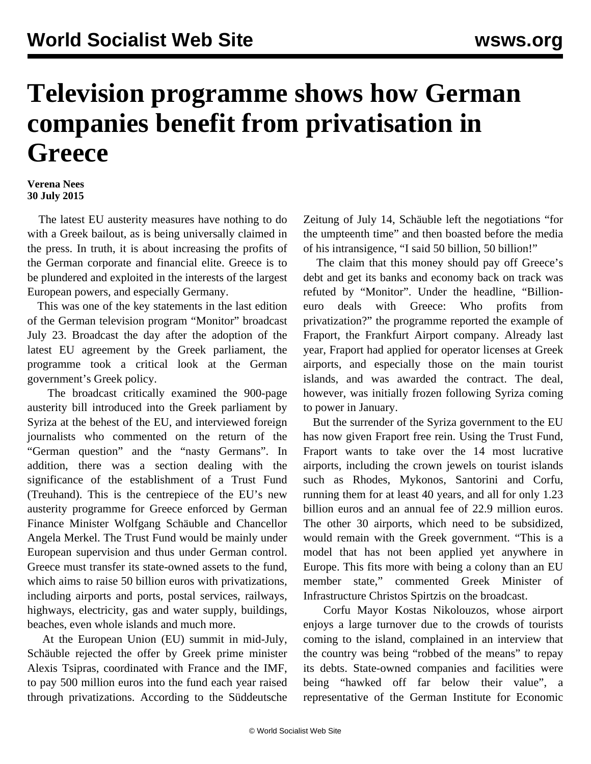# Television programme shows how German companies benefit from privatisation in Greece

**Verena Nees**
**30 July 2015**

The latest EU austerity measures have nothing to do with a Greek bailout, as is being universally claimed in the press. In truth, it is about increasing the profits of the German corporate and financial elite. Greece is to be plundered and exploited in the interests of the largest European powers, and especially Germany.

This was one of the key statements in the last edition of the German television program "Monitor" broadcast July 23. Broadcast the day after the adoption of the latest EU agreement by the Greek parliament, the programme took a critical look at the German government's Greek policy.

The broadcast critically examined the 900-page austerity bill introduced into the Greek parliament by Syriza at the behest of the EU, and interviewed foreign journalists who commented on the return of the "German question" and the "nasty Germans". In addition, there was a section dealing with the significance of the establishment of a Trust Fund (Treuhand). This is the centrepiece of the EU's new austerity programme for Greece enforced by German Finance Minister Wolfgang Schäuble and Chancellor Angela Merkel. The Trust Fund would be mainly under European supervision and thus under German control. Greece must transfer its state-owned assets to the fund, which aims to raise 50 billion euros with privatizations, including airports and ports, postal services, railways, highways, electricity, gas and water supply, buildings, beaches, even whole islands and much more.

At the European Union (EU) summit in mid-July, Schäuble rejected the offer by Greek prime minister Alexis Tsipras, coordinated with France and the IMF, to pay 500 million euros into the fund each year raised through privatizations. According to the Süddeutsche Zeitung of July 14, Schäuble left the negotiations "for the umpteenth time" and then boasted before the media of his intransigence, "I said 50 billion, 50 billion!"

The claim that this money should pay off Greece's debt and get its banks and economy back on track was refuted by "Monitor". Under the headline, "Billion-euro deals with Greece: Who profits from privatization?" the programme reported the example of Fraport, the Frankfurt Airport company. Already last year, Fraport had applied for operator licenses at Greek airports, and especially those on the main tourist islands, and was awarded the contract. The deal, however, was initially frozen following Syriza coming to power in January.

But the surrender of the Syriza government to the EU has now given Fraport free rein. Using the Trust Fund, Fraport wants to take over the 14 most lucrative airports, including the crown jewels on tourist islands such as Rhodes, Mykonos, Santorini and Corfu, running them for at least 40 years, and all for only 1.23 billion euros and an annual fee of 22.9 million euros. The other 30 airports, which need to be subsidized, would remain with the Greek government. "This is a model that has not been applied yet anywhere in Europe. This fits more with being a colony than an EU member state," commented Greek Minister of Infrastructure Christos Spirtzis on the broadcast.

Corfu Mayor Kostas Nikolouzos, whose airport enjoys a large turnover due to the crowds of tourists coming to the island, complained in an interview that the country was being "robbed of the means" to repay its debts. State-owned companies and facilities were being "hawked off far below their value", a representative of the German Institute for Economic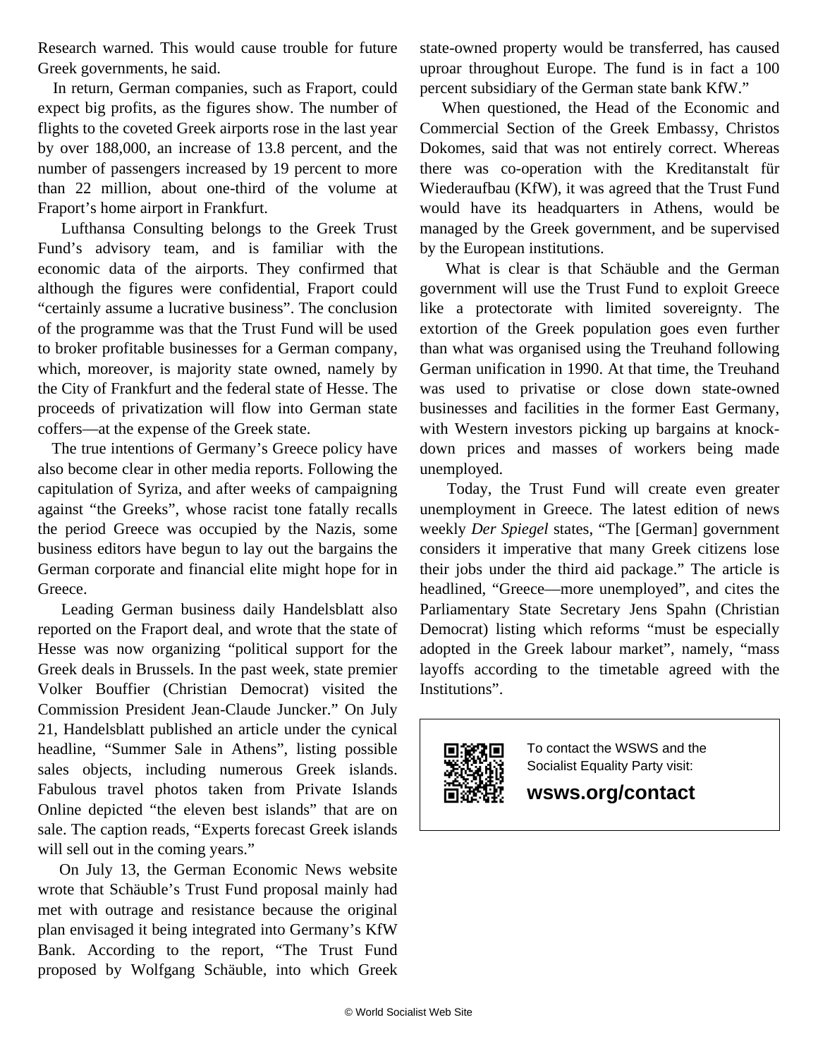Research warned. This would cause trouble for future Greek governments, he said.

In return, German companies, such as Fraport, could expect big profits, as the figures show. The number of flights to the coveted Greek airports rose in the last year by over 188,000, an increase of 13.8 percent, and the number of passengers increased by 19 percent to more than 22 million, about one-third of the volume at Fraport's home airport in Frankfurt.

Lufthansa Consulting belongs to the Greek Trust Fund's advisory team, and is familiar with the economic data of the airports. They confirmed that although the figures were confidential, Fraport could "certainly assume a lucrative business". The conclusion of the programme was that the Trust Fund will be used to broker profitable businesses for a German company, which, moreover, is majority state owned, namely by the City of Frankfurt and the federal state of Hesse. The proceeds of privatization will flow into German state coffers—at the expense of the Greek state.

The true intentions of Germany's Greece policy have also become clear in other media reports. Following the capitulation of Syriza, and after weeks of campaigning against "the Greeks", whose racist tone fatally recalls the period Greece was occupied by the Nazis, some business editors have begun to lay out the bargains the German corporate and financial elite might hope for in Greece.

Leading German business daily Handelsblatt also reported on the Fraport deal, and wrote that the state of Hesse was now organizing "political support for the Greek deals in Brussels. In the past week, state premier Volker Bouffier (Christian Democrat) visited the Commission President Jean-Claude Juncker." On July 21, Handelsblatt published an article under the cynical headline, "Summer Sale in Athens", listing possible sales objects, including numerous Greek islands. Fabulous travel photos taken from Private Islands Online depicted "the eleven best islands" that are on sale. The caption reads, "Experts forecast Greek islands will sell out in the coming years."

On July 13, the German Economic News website wrote that Schäuble's Trust Fund proposal mainly had met with outrage and resistance because the original plan envisaged it being integrated into Germany's KfW Bank. According to the report, "The Trust Fund proposed by Wolfgang Schäuble, into which Greek state-owned property would be transferred, has caused uproar throughout Europe. The fund is in fact a 100 percent subsidiary of the German state bank KfW."

When questioned, the Head of the Economic and Commercial Section of the Greek Embassy, Christos Dokomes, said that was not entirely correct. Whereas there was co-operation with the Kreditanstalt für Wiederaufbau (KfW), it was agreed that the Trust Fund would have its headquarters in Athens, would be managed by the Greek government, and be supervised by the European institutions.

What is clear is that Schäuble and the German government will use the Trust Fund to exploit Greece like a protectorate with limited sovereignty. The extortion of the Greek population goes even further than what was organised using the Treuhand following German unification in 1990. At that time, the Treuhand was used to privatise or close down state-owned businesses and facilities in the former East Germany, with Western investors picking up bargains at knock-down prices and masses of workers being made unemployed.

Today, the Trust Fund will create even greater unemployment in Greece. The latest edition of news weekly *Der Spiegel* states, "The [German] government considers it imperative that many Greek citizens lose their jobs under the third aid package." The article is headlined, "Greece—more unemployed", and cites the Parliamentary State Secretary Jens Spahn (Christian Democrat) listing which reforms "must be especially adopted in the Greek labour market", namely, "mass layoffs according to the timetable agreed with the Institutions".

To contact the WSWS and the Socialist Equality Party visit:

**wsws.org/contact**